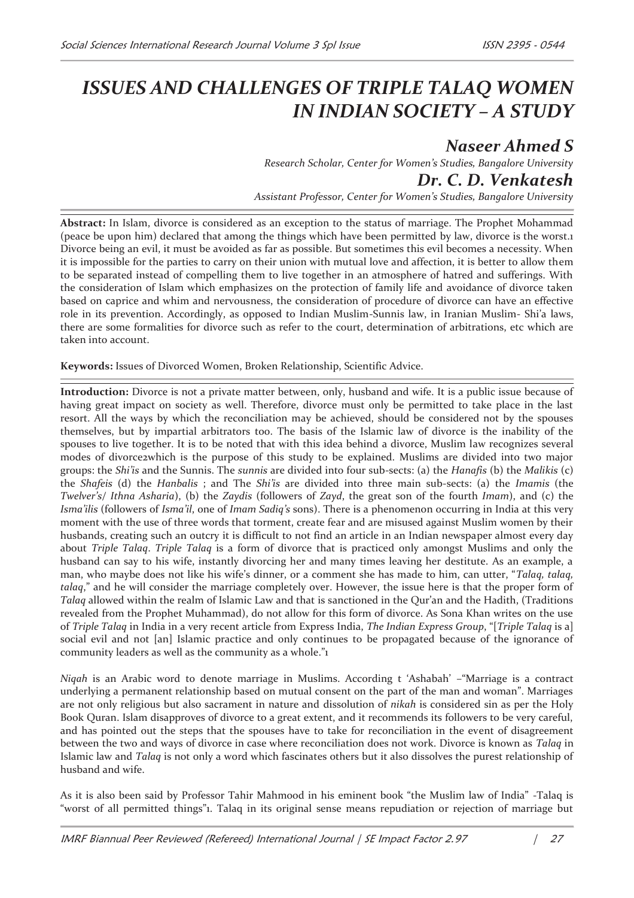# ISSUES AND CHALLENGES OF TRIPLE TALAQ WOMEN IN INDIAN SOCIETY – A STUDY

**Naseer Ahmed S**

*Research Scholar, Center for Women's Studies, Bangalore University*

**Dr. C. D. Venkatesh**

*Assistant Professor, Center for Women's Studies, Bangalore University*

**Abstract:** In Islam, divorce is considered as an exception to the status of marriage. The Prophet Mohammad (peace be upon him) declared that among the things which have been permitted by law, divorce is the worst.[1] Divorce being an evil, it must be avoided as far as possible. But sometimes this evil becomes a necessity. When it is impossible for the parties to carry on their union with mutual love and affection, it is better to allow them to be separated instead of compelling them to live together in an atmosphere of hatred and sufferings. With the consideration of Islam which emphasizes on the protection of family life and avoidance of divorce taken based on caprice and whim and nervousness, the consideration of procedure of divorce can have an effective role in its prevention. Accordingly, as opposed to Indian Muslim-Sunnis law, in Iranian Muslim- Shi'a laws, there are some formalities for divorce such as refer to the court, determination of arbitrations, etc which are taken into account.

**Keywords:** Issues of Divorced Women, Broken Relationship, Scientific Advice.

**Introduction:** Divorce is not a private matter between, only, husband and wife. It is a public issue because of having great impact on society as well. Therefore, divorce must only be permitted to take place in the last resort. All the ways by which the reconciliation may be achieved, should be considered not by the spouses themselves, but by impartial arbitrators too. The basis of the Islamic law of divorce is the inability of the spouses to live together. It is to be noted that with this idea behind a divorce, Muslim law recognizes several modes of divorce[2]which is the purpose of this study to be explained. Muslims are divided into two major groups: the *Shi'is* and the Sunnis. The *sunnis* are divided into four sub-sects: (a) the *Hanafis* (b) the *Malikis* (c) the *Shafeis* (d) the *Hanbalis* ; and The *Shi'is* are divided into three main sub-sects: (a) the *Imamis* (the *Twelver's*/ *Ithna Asharia*), (b) the *Zaydis* (followers of *Zayd*, the great son of the fourth *Imam*), and (c) the *Isma'ilis* (followers of *Isma'il*, one of *Imam Sadiq's* sons). There is a phenomenon occurring in India at this very moment with the use of three words that torment, create fear and are misused against Muslim women by their husbands, creating such an outcry it is difficult to not find an article in an Indian newspaper almost every day about *Triple Talaq*. *Triple Talaq* is a form of divorce that is practiced only amongst Muslims and only the husband can say to his wife, instantly divorcing her and many times leaving her destitute. As an example, a man, who maybe does not like his wife's dinner, or a comment she has made to him, can utter, "*Talaq, talaq, talaq*," and he will consider the marriage completely over. However, the issue here is that the proper form of *Talaq* allowed within the realm of Islamic Law and that is sanctioned in the Qur'an and the Hadith, (Traditions revealed from the Prophet Muhammad), do not allow for this form of divorce. As Sona Khan writes on the use of *Triple Talaq* in India in a very recent article from Express India, *The Indian Express Group*, "[*Triple Talaq* is a] social evil and not [an] Islamic practice and only continues to be propagated because of the ignorance of community leaders as well as the community as a whole."[1]

*Niqah* is an Arabic word to denote marriage in Muslims. According t 'Ashabah' –"Marriage is a contract underlying a permanent relationship based on mutual consent on the part of the man and woman". Marriages are not only religious but also sacrament in nature and dissolution of *nikah* is considered sin as per the Holy Book Quran. Islam disapproves of divorce to a great extent, and it recommends its followers to be very careful, and has pointed out the steps that the spouses have to take for reconciliation in the event of disagreement between the two and ways of divorce in case where reconciliation does not work. Divorce is known as *Talaq* in Islamic law and *Talaq* is not only a word which fascinates others but it also dissolves the purest relationship of husband and wife.

As it is also been said by Professor Tahir Mahmood in his eminent book "the Muslim law of India" -Talaq is "worst of all permitted things"[1]. Talaq in its original sense means repudiation or rejection of marriage but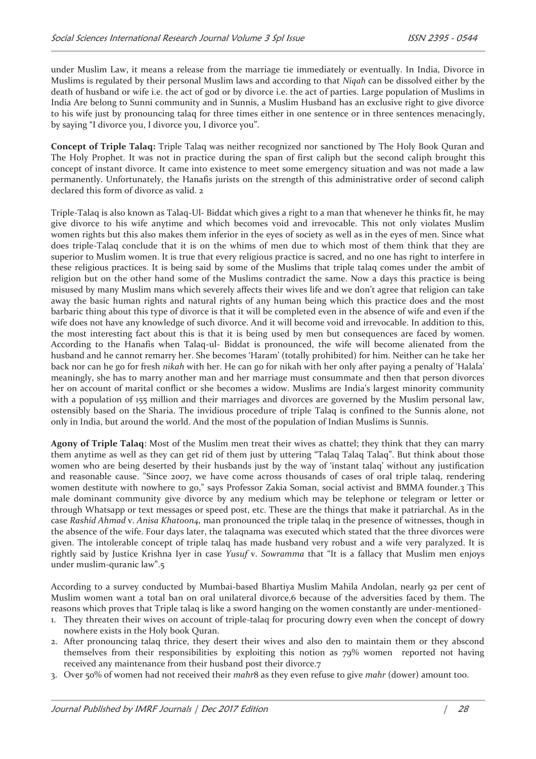under Muslim Law, it means a release from the marriage tie immediately or eventually. In India, Divorce in Muslims is regulated by their personal Muslim laws and according to that *Niqah* can be dissolved either by the death of husband or wife i.e. the act of god or by divorce i.e. the act of parties. Large population of Muslims in India Are belong to Sunni community and in Sunnis, a Muslim Husband has an exclusive right to give divorce to his wife just by pronouncing talaq for three times either in one sentence or in three sentences menacingly, by saying "I divorce you, I divorce you, I divorce you".

**Concept of Triple Talaq:** Triple Talaq was neither recognized nor sanctioned by The Holy Book Quran and The Holy Prophet. It was not in practice during the span of first caliph but the second caliph brought this concept of instant divorce. It came into existence to meet some emergency situation and was not made a law permanently. Unfortunately, the Hanafis jurists on the strength of this administrative order of second caliph declared this form of divorce as valid. 2

Triple-Talaq is also known as Talaq-Ul- Biddat which gives a right to a man that whenever he thinks fit, he may give divorce to his wife anytime and which becomes void and irrevocable. This not only violates Muslim women rights but this also makes them inferior in the eyes of society as well as in the eyes of men. Since what does triple-Talaq conclude that it is on the whims of men due to which most of them think that they are superior to Muslim women. It is true that every religious practice is sacred, and no one has right to interfere in these religious practices. It is being said by some of the Muslims that triple talaq comes under the ambit of religion but on the other hand some of the Muslims contradict the same. Now a days this practice is being misused by many Muslim mans which severely affects their wives life and we don't agree that religion can take away the basic human rights and natural rights of any human being which this practice does and the most barbaric thing about this type of divorce is that it will be completed even in the absence of wife and even if the wife does not have any knowledge of such divorce. And it will become void and irrevocable. In addition to this, the most interesting fact about this is that it is being used by men but consequences are faced by women. According to the Hanafis when Talaq-ul- Biddat is pronounced, the wife will become alienated from the husband and he cannot remarry her. She becomes 'Haram' (totally prohibited) for him. Neither can he take her back nor can he go for fresh *nikah* with her. He can go for nikah with her only after paying a penalty of 'Halala' meaningly, she has to marry another man and her marriage must consummate and then that person divorces her on account of marital conflict or she becomes a widow. Muslims are India's largest minority community with a population of 155 million and their marriages and divorces are governed by the Muslim personal law, ostensibly based on the Sharia. The invidious procedure of triple Talaq is confined to the Sunnis alone, not only in India, but around the world. And the most of the population of Indian Muslims is Sunnis.

**Agony of Triple Talaq**: Most of the Muslim men treat their wives as chattel; they think that they can marry them anytime as well as they can get rid of them just by uttering "Talaq Talaq Talaq". But think about those women who are being deserted by their husbands just by the way of 'instant talaq' without any justification and reasonable cause. "Since 2007, we have come across thousands of cases of oral triple talaq, rendering women destitute with nowhere to go," says Professor Zakia Soman, social activist and BMMA founder.3 This male dominant community give divorce by any medium which may be telephone or telegram or letter or through Whatsapp or text messages or speed post, etc. These are the things that make it patriarchal. As in the case *Rashid Ahmad* v. *Anisa Khatoon4,* man pronounced the triple talaq in the presence of witnesses, though in the absence of the wife. Four days later, the talaqnama was executed which stated that the three divorces were given. The intolerable concept of triple talaq has made husband very robust and a wife very paralyzed. It is rightly said by Justice Krishna Iyer in case *Yusuf* v. *Sowramma* that "It is a fallacy that Muslim men enjoys under muslim-quranic law".5

According to a survey conducted by Mumbai-based Bhartiya Muslim Mahila Andolan, nearly 92 per cent of Muslim women want a total ban on oral unilateral divorce,6 because of the adversities faced by them. The reasons which proves that Triple talaq is like a sword hanging on the women constantly are under-mentioned-

1. They threaten their wives on account of triple-talaq for procuring dowry even when the concept of dowry nowhere exists in the Holy book Quran.
2. After pronouncing talaq thrice, they desert their wives and also den to maintain them or they abscond themselves from their responsibilities by exploiting this notion as 79% women reported not having received any maintenance from their husband post their divorce.7
3. Over 50% of women had not received their *mahr*8 as they even refuse to give *mahr* (dower) amount too.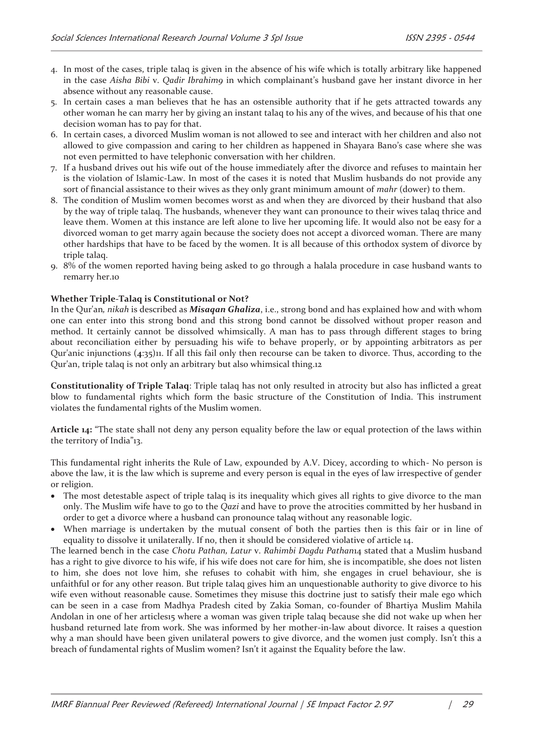4. In most of the cases, triple talaq is given in the absence of his wife which is totally arbitrary like happened in the case *Aisha Bibi* v. *Qadir Ibrahim*[9] in which complainant's husband gave her instant divorce in her absence without any reasonable cause.
5. In certain cases a man believes that he has an ostensible authority that if he gets attracted towards any other woman he can marry her by giving an instant talaq to his any of the wives, and because of his that one decision woman has to pay for that.
6. In certain cases, a divorced Muslim woman is not allowed to see and interact with her children and also not allowed to give compassion and caring to her children as happened in Shayara Bano's case where she was not even permitted to have telephonic conversation with her children.
7. If a husband drives out his wife out of the house immediately after the divorce and refuses to maintain her is the violation of Islamic-Law. In most of the cases it is noted that Muslim husbands do not provide any sort of financial assistance to their wives as they only grant minimum amount of *mahr* (dower) to them.
8. The condition of Muslim women becomes worst as and when they are divorced by their husband that also by the way of triple talaq. The husbands, whenever they want can pronounce to their wives talaq thrice and leave them. Women at this instance are left alone to live her upcoming life. It would also not be easy for a divorced woman to get marry again because the society does not accept a divorced woman. There are many other hardships that have to be faced by the women. It is all because of this orthodox system of divorce by triple talaq.
9. 8% of the women reported having being asked to go through a halala procedure in case husband wants to remarry her.[10]

**Whether Triple-Talaq is Constitutional or Not?**

In the Qur'an*, nikah* is described as ***Misaqan Ghaliza***, i.e., strong bond and has explained how and with whom one can enter into this strong bond and this strong bond cannot be dissolved without proper reason and method. It certainly cannot be dissolved whimsically. A man has to pass through different stages to bring about reconciliation either by persuading his wife to behave properly, or by appointing arbitrators as per Qur'anic injunctions (4:35)[11]. If all this fail only then recourse can be taken to divorce. Thus, according to the Qur'an, triple talaq is not only an arbitrary but also whimsical thing.[12]

**Constitutionality of Triple Talaq**: Triple talaq has not only resulted in atrocity but also has inflicted a great blow to fundamental rights which form the basic structure of the Constitution of India. This instrument violates the fundamental rights of the Muslim women.

**Article 14:** "The state shall not deny any person equality before the law or equal protection of the laws within the territory of India"[13].

This fundamental right inherits the Rule of Law, expounded by A.V. Dicey, according to which- No person is above the law, it is the law which is supreme and every person is equal in the eyes of law irrespective of gender or religion.

- The most detestable aspect of triple talaq is its inequality which gives all rights to give divorce to the man only. The Muslim wife have to go to the *Qazi* and have to prove the atrocities committed by her husband in order to get a divorce where a husband can pronounce talaq without any reasonable logic.
- When marriage is undertaken by the mutual consent of both the parties then is this fair or in line of equality to dissolve it unilaterally. If no, then it should be considered violative of article 14.

The learned bench in the case *Chotu Pathan, Latur* v. *Rahimbi Dagdu Pathan*[14] stated that a Muslim husband has a right to give divorce to his wife, if his wife does not care for him, she is incompatible, she does not listen to him, she does not love him, she refuses to cohabit with him, she engages in cruel behaviour, she is unfaithful or for any other reason. But triple talaq gives him an unquestionable authority to give divorce to his wife even without reasonable cause. Sometimes they misuse this doctrine just to satisfy their male ego which can be seen in a case from Madhya Pradesh cited by Zakia Soman, co-founder of Bhartiya Muslim Mahila Andolan in one of her articles[15] where a woman was given triple talaq because she did not wake up when her husband returned late from work. She was informed by her mother-in-law about divorce. It raises a question why a man should have been given unilateral powers to give divorce, and the women just comply. Isn't this a breach of fundamental rights of Muslim women? Isn't it against the Equality before the law.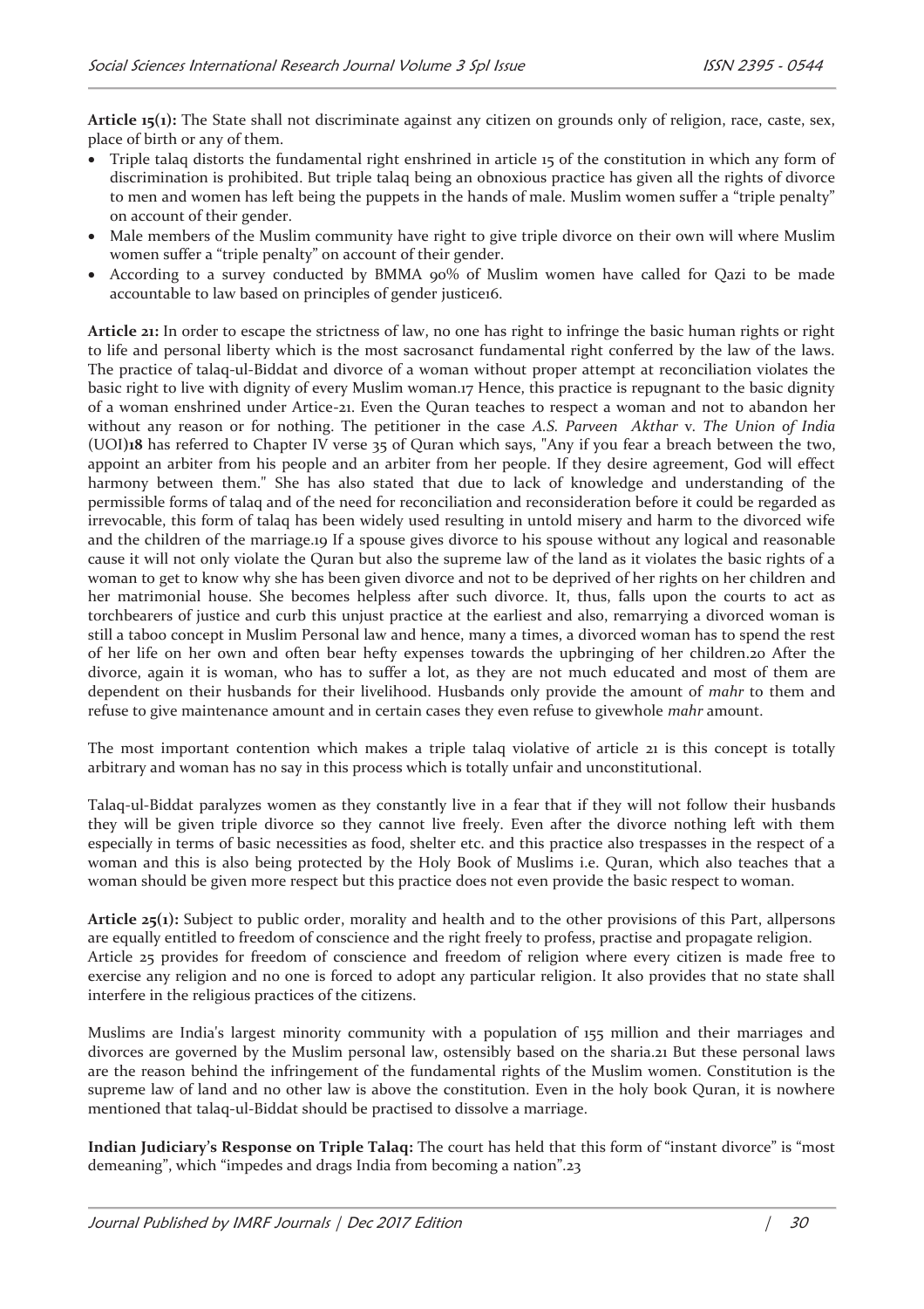**Article 15(1):** The State shall not discriminate against any citizen on grounds only of religion, race, caste, sex, place of birth or any of them.

- Triple talaq distorts the fundamental right enshrined in article 15 of the constitution in which any form of discrimination is prohibited. But triple talaq being an obnoxious practice has given all the rights of divorce to men and women has left being the puppets in the hands of male. Muslim women suffer a "triple penalty" on account of their gender.
- Male members of the Muslim community have right to give triple divorce on their own will where Muslim women suffer a "triple penalty" on account of their gender.
- According to a survey conducted by BMMA 90% of Muslim women have called for Qazi to be made accountable to law based on principles of gender justice[16].

**Article 21:** In order to escape the strictness of law, no one has right to infringe the basic human rights or right to life and personal liberty which is the most sacrosanct fundamental right conferred by the law of the laws. The practice of talaq-ul-Biddat and divorce of a woman without proper attempt at reconciliation violates the basic right to live with dignity of every Muslim woman.[17] Hence, this practice is repugnant to the basic dignity of a woman enshrined under Artice-21. Even the Quran teaches to respect a woman and not to abandon her without any reason or for nothing. The petitioner in the case *A.S. Parveen Akthar* v. *The Union of India* (UOI)[18] has referred to Chapter IV verse 35 of Quran which says, "Any if you fear a breach between the two, appoint an arbiter from his people and an arbiter from her people. If they desire agreement, God will effect harmony between them." She has also stated that due to lack of knowledge and understanding of the permissible forms of talaq and of the need for reconciliation and reconsideration before it could be regarded as irrevocable, this form of talaq has been widely used resulting in untold misery and harm to the divorced wife and the children of the marriage.[19] If a spouse gives divorce to his spouse without any logical and reasonable cause it will not only violate the Quran but also the supreme law of the land as it violates the basic rights of a woman to get to know why she has been given divorce and not to be deprived of her rights on her children and her matrimonial house. She becomes helpless after such divorce. It, thus, falls upon the courts to act as torchbearers of justice and curb this unjust practice at the earliest and also, remarrying a divorced woman is still a taboo concept in Muslim Personal law and hence, many a times, a divorced woman has to spend the rest of her life on her own and often bear hefty expenses towards the upbringing of her children.[20] After the divorce, again it is woman, who has to suffer a lot, as they are not much educated and most of them are dependent on their husbands for their livelihood. Husbands only provide the amount of *mahr* to them and refuse to give maintenance amount and in certain cases they even refuse to givewhole *mahr* amount.

The most important contention which makes a triple talaq violative of article 21 is this concept is totally arbitrary and woman has no say in this process which is totally unfair and unconstitutional.

Talaq-ul-Biddat paralyzes women as they constantly live in a fear that if they will not follow their husbands they will be given triple divorce so they cannot live freely. Even after the divorce nothing left with them especially in terms of basic necessities as food, shelter etc. and this practice also trespasses in the respect of a woman and this is also being protected by the Holy Book of Muslims i.e. Quran, which also teaches that a woman should be given more respect but this practice does not even provide the basic respect to woman.

**Article 25(1):** Subject to public order, morality and health and to the other provisions of this Part, allpersons are equally entitled to freedom of conscience and the right freely to profess, practise and propagate religion.
Article 25 provides for freedom of conscience and freedom of religion where every citizen is made free to exercise any religion and no one is forced to adopt any particular religion. It also provides that no state shall interfere in the religious practices of the citizens.

Muslims are India's largest minority community with a population of 155 million and their marriages and divorces are governed by the Muslim personal law, ostensibly based on the sharia.[21] But these personal laws are the reason behind the infringement of the fundamental rights of the Muslim women. Constitution is the supreme law of land and no other law is above the constitution. Even in the holy book Quran, it is nowhere mentioned that talaq-ul-Biddat should be practised to dissolve a marriage.

**Indian Judiciary's Response on Triple Talaq:** The court has held that this form of "instant divorce" is "most demeaning", which "impedes and drags India from becoming a nation".[23]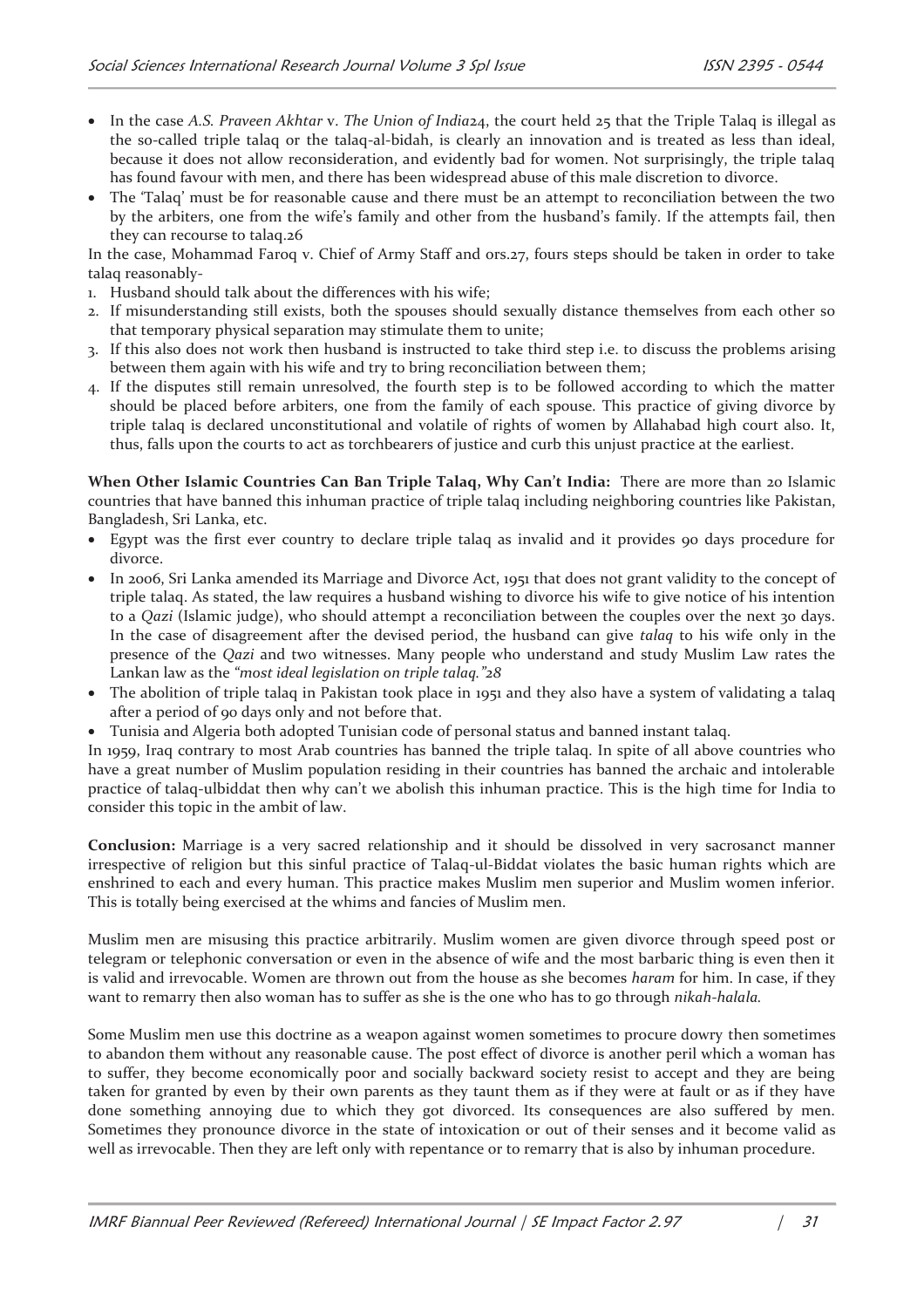- In the case *A.S. Praveen Akhtar* v. *The Union of India*[24], the court held [25] that the Triple Talaq is illegal as the so-called triple talaq or the talaq-al-bidah, is clearly an innovation and is treated as less than ideal, because it does not allow reconsideration, and evidently bad for women. Not surprisingly, the triple talaq has found favour with men, and there has been widespread abuse of this male discretion to divorce.
- The 'Talaq' must be for reasonable cause and there must be an attempt to reconciliation between the two by the arbiters, one from the wife's family and other from the husband's family. If the attempts fail, then they can recourse to talaq.[26]

In the case, Mohammad Faroq v. Chief of Army Staff and ors.[27], fours steps should be taken in order to take talaq reasonably-

1. Husband should talk about the differences with his wife;
2. If misunderstanding still exists, both the spouses should sexually distance themselves from each other so that temporary physical separation may stimulate them to unite;
3. If this also does not work then husband is instructed to take third step i.e. to discuss the problems arising between them again with his wife and try to bring reconciliation between them;
4. If the disputes still remain unresolved, the fourth step is to be followed according to which the matter should be placed before arbiters, one from the family of each spouse. This practice of giving divorce by triple talaq is declared unconstitutional and volatile of rights of women by Allahabad high court also. It, thus, falls upon the courts to act as torchbearers of justice and curb this unjust practice at the earliest.

**When Other Islamic Countries Can Ban Triple Talaq, Why Can't India:** There are more than 20 Islamic countries that have banned this inhuman practice of triple talaq including neighboring countries like Pakistan, Bangladesh, Sri Lanka, etc.

- Egypt was the first ever country to declare triple talaq as invalid and it provides 90 days procedure for divorce.
- In 2006, Sri Lanka amended its Marriage and Divorce Act, 1951 that does not grant validity to the concept of triple talaq. As stated, the law requires a husband wishing to divorce his wife to give notice of his intention to a *Qazi* (Islamic judge), who should attempt a reconciliation between the couples over the next 30 days. In the case of disagreement after the devised period, the husband can give *talaq* to his wife only in the presence of the *Qazi* and two witnesses. Many people who understand and study Muslim Law rates the Lankan law as the *"most ideal legislation on triple talaq."*[28]
- The abolition of triple talaq in Pakistan took place in 1951 and they also have a system of validating a talaq after a period of 90 days only and not before that.
- Tunisia and Algeria both adopted Tunisian code of personal status and banned instant talaq.

In 1959, Iraq contrary to most Arab countries has banned the triple talaq. In spite of all above countries who have a great number of Muslim population residing in their countries has banned the archaic and intolerable practice of talaq-ulbiddat then why can't we abolish this inhuman practice. This is the high time for India to consider this topic in the ambit of law.

**Conclusion:** Marriage is a very sacred relationship and it should be dissolved in very sacrosanct manner irrespective of religion but this sinful practice of Talaq-ul-Biddat violates the basic human rights which are enshrined to each and every human. This practice makes Muslim men superior and Muslim women inferior. This is totally being exercised at the whims and fancies of Muslim men.

Muslim men are misusing this practice arbitrarily. Muslim women are given divorce through speed post or telegram or telephonic conversation or even in the absence of wife and the most barbaric thing is even then it is valid and irrevocable. Women are thrown out from the house as she becomes *haram* for him. In case, if they want to remarry then also woman has to suffer as she is the one who has to go through *nikah-halala.*

Some Muslim men use this doctrine as a weapon against women sometimes to procure dowry then sometimes to abandon them without any reasonable cause. The post effect of divorce is another peril which a woman has to suffer, they become economically poor and socially backward society resist to accept and they are being taken for granted by even by their own parents as they taunt them as if they were at fault or as if they have done something annoying due to which they got divorced. Its consequences are also suffered by men. Sometimes they pronounce divorce in the state of intoxication or out of their senses and it become valid as well as irrevocable. Then they are left only with repentance or to remarry that is also by inhuman procedure.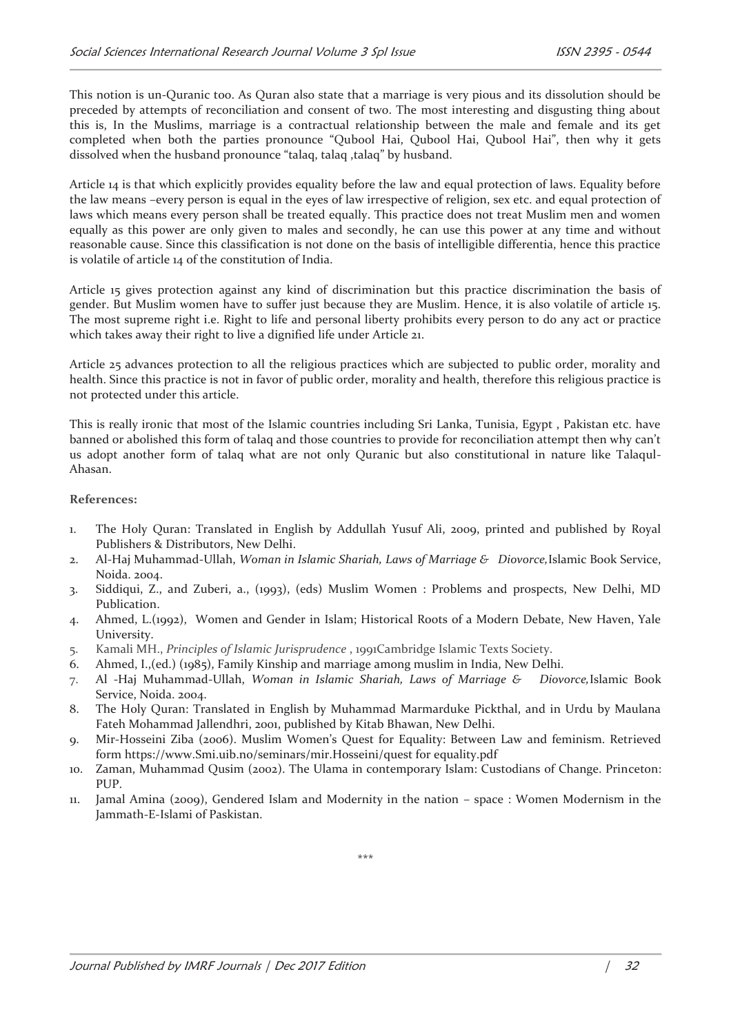This notion is un-Quranic too. As Quran also state that a marriage is very pious and its dissolution should be preceded by attempts of reconciliation and consent of two. The most interesting and disgusting thing about this is, In the Muslims, marriage is a contractual relationship between the male and female and its get completed when both the parties pronounce "Qubool Hai, Qubool Hai, Qubool Hai", then why it gets dissolved when the husband pronounce "talaq, talaq ,talaq" by husband.

Article 14 is that which explicitly provides equality before the law and equal protection of laws. Equality before the law means –every person is equal in the eyes of law irrespective of religion, sex etc. and equal protection of laws which means every person shall be treated equally. This practice does not treat Muslim men and women equally as this power are only given to males and secondly, he can use this power at any time and without reasonable cause. Since this classification is not done on the basis of intelligible differentia, hence this practice is volatile of article 14 of the constitution of India.

Article 15 gives protection against any kind of discrimination but this practice discrimination the basis of gender. But Muslim women have to suffer just because they are Muslim. Hence, it is also volatile of article 15. The most supreme right i.e. Right to life and personal liberty prohibits every person to do any act or practice which takes away their right to live a dignified life under Article 21.

Article 25 advances protection to all the religious practices which are subjected to public order, morality and health. Since this practice is not in favor of public order, morality and health, therefore this religious practice is not protected under this article.

This is really ironic that most of the Islamic countries including Sri Lanka, Tunisia, Egypt , Pakistan etc. have banned or abolished this form of talaq and those countries to provide for reconciliation attempt then why can't us adopt another form of talaq what are not only Quranic but also constitutional in nature like Talaqul-Ahasan.

**References:**

1. The Holy Quran: Translated in English by Addullah Yusuf Ali, 2009, printed and published by Royal Publishers & Distributors, New Delhi.
2. Al-Haj Muhammad-Ullah, *Woman in Islamic Shariah, Laws of Marriage & Diovorce,* Islamic Book Service, Noida. 2004.
3. Siddiqui, Z., and Zuberi, a., (1993), (eds) Muslim Women : Problems and prospects, New Delhi, MD Publication.
4. Ahmed, L.(1992), Women and Gender in Islam; Historical Roots of a Modern Debate, New Haven, Yale University.
5. Kamali MH., *Principles of Islamic Jurisprudence* , 1991Cambridge Islamic Texts Society.
6. Ahmed, I.,(ed.) (1985), Family Kinship and marriage among muslim in India, New Delhi.
7. Al -Haj Muhammad-Ullah, *Woman in Islamic Shariah, Laws of Marriage & Diovorce,* Islamic Book Service, Noida. 2004.
8. The Holy Quran: Translated in English by Muhammad Marmarduke Pickthal, and in Urdu by Maulana Fateh Mohammad Jallendhri, 2001, published by Kitab Bhawan, New Delhi.
9. Mir-Hosseini Ziba (2006). Muslim Women's Quest for Equality: Between Law and feminism. Retrieved form https://www.Smi.uib.no/seminars/mir.Hosseini/quest for equality.pdf
10. Zaman, Muhammad Qusim (2002). The Ulama in contemporary Islam: Custodians of Change. Princeton: PUP.
11. Jamal Amina (2009), Gendered Islam and Modernity in the nation – space : Women Modernism in the Jammath-E-Islami of Paskistan.

\*\*\*